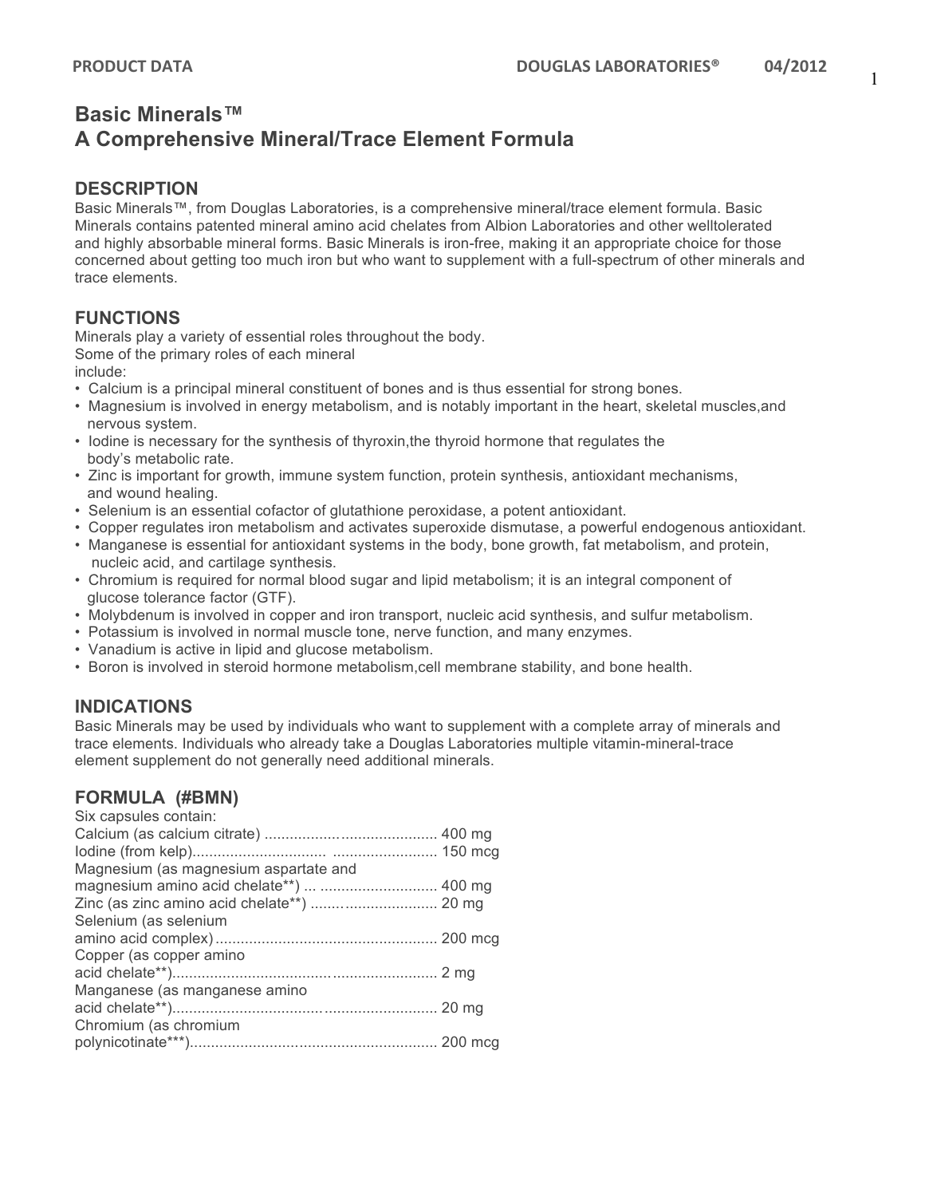# Basic Minerals™
# A Comprehensive Mineral/Trace Element Formula

## DESCRIPTION

Basic Minerals™, from Douglas Laboratories, is a comprehensive mineral/trace element formula. Basic Minerals contains patented mineral amino acid chelates from Albion Laboratories and other welltolerated and highly absorbable mineral forms. Basic Minerals is iron-free, making it an appropriate choice for those concerned about getting too much iron but who want to supplement with a full-spectrum of other minerals and trace elements.

## FUNCTIONS

Minerals play a variety of essential roles throughout the body.
Some of the primary roles of each mineral include:

- Calcium is a principal mineral constituent of bones and is thus essential for strong bones.
- Magnesium is involved in energy metabolism, and is notably important in the heart, skeletal muscles,and nervous system.
- Iodine is necessary for the synthesis of thyroxin,the thyroid hormone that regulates the body's metabolic rate.
- Zinc is important for growth, immune system function, protein synthesis, antioxidant mechanisms, and wound healing.
- Selenium is an essential cofactor of glutathione peroxidase, a potent antioxidant.
- Copper regulates iron metabolism and activates superoxide dismutase, a powerful endogenous antioxidant.
- Manganese is essential for antioxidant systems in the body, bone growth, fat metabolism, and protein, nucleic acid, and cartilage synthesis.
- Chromium is required for normal blood sugar and lipid metabolism; it is an integral component of glucose tolerance factor (GTF).
- Molybdenum is involved in copper and iron transport, nucleic acid synthesis, and sulfur metabolism.
- Potassium is involved in normal muscle tone, nerve function, and many enzymes.
- Vanadium is active in lipid and glucose metabolism.
- Boron is involved in steroid hormone metabolism,cell membrane stability, and bone health.

## INDICATIONS

Basic Minerals may be used by individuals who want to supplement with a complete array of minerals and trace elements. Individuals who already take a Douglas Laboratories multiple vitamin-mineral-trace element supplement do not generally need additional minerals.

## FORMULA (#BMN)

Six capsules contain:

| Ingredient | Amount |
|---|---|
| Calcium (as calcium citrate) | 400 mg |
| Iodine (from kelp) | 150 mcg |
| Magnesium (as magnesium aspartate and magnesium amino acid chelate**) | 400 mg |
| Zinc (as zinc amino acid chelate**) | 20 mg |
| Selenium (as selenium amino acid complex) | 200 mcg |
| Copper (as copper amino acid chelate**) | 2 mg |
| Manganese (as manganese amino acid chelate**) | 20 mg |
| Chromium (as chromium polynicotinate***) | 200 mcg |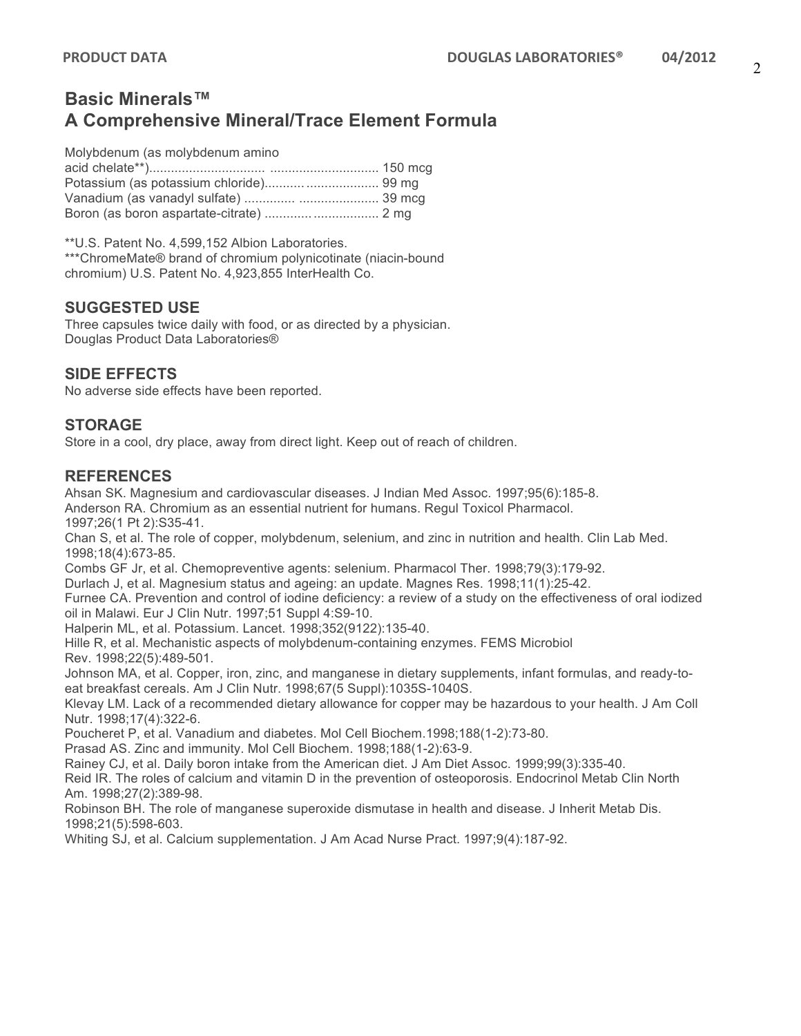# Basic Minerals™
## A Comprehensive Mineral/Trace Element Formula

Molybdenum (as molybdenum amino acid chelate**)............................... .............................. 150 mcg
Potassium (as potassium chloride)........... .................... 99 mg
Vanadium (as vanadyl sulfate) .............. ...................... 39 mcg
Boron (as boron aspartate-citrate) ............. .................. 2 mg

**U.S. Patent No. 4,599,152 Albion Laboratories.
***ChromeMate® brand of chromium polynicotinate (niacin-bound chromium) U.S. Patent No. 4,923,855 InterHealth Co.

## SUGGESTED USE

Three capsules twice daily with food, or as directed by a physician.
Douglas Product Data Laboratories®

## SIDE EFFECTS

No adverse side effects have been reported.

## STORAGE

Store in a cool, dry place, away from direct light. Keep out of reach of children.

## REFERENCES

Ahsan SK. Magnesium and cardiovascular diseases. J Indian Med Assoc. 1997;95(6):185-8.
Anderson RA. Chromium as an essential nutrient for humans. Regul Toxicol Pharmacol. 1997;26(1 Pt 2):S35-41.
Chan S, et al. The role of copper, molybdenum, selenium, and zinc in nutrition and health. Clin Lab Med. 1998;18(4):673-85.
Combs GF Jr, et al. Chemopreventive agents: selenium. Pharmacol Ther. 1998;79(3):179-92.
Durlach J, et al. Magnesium status and ageing: an update. Magnes Res. 1998;11(1):25-42.
Furnee CA. Prevention and control of iodine deficiency: a review of a study on the effectiveness of oral iodized oil in Malawi. Eur J Clin Nutr. 1997;51 Suppl 4:S9-10.
Halperin ML, et al. Potassium. Lancet. 1998;352(9122):135-40.
Hille R, et al. Mechanistic aspects of molybdenum-containing enzymes. FEMS Microbiol Rev. 1998;22(5):489-501.
Johnson MA, et al. Copper, iron, zinc, and manganese in dietary supplements, infant formulas, and ready-to-eat breakfast cereals. Am J Clin Nutr. 1998;67(5 Suppl):1035S-1040S.
Klevay LM. Lack of a recommended dietary allowance for copper may be hazardous to your health. J Am Coll Nutr. 1998;17(4):322-6.
Poucheret P, et al. Vanadium and diabetes. Mol Cell Biochem.1998;188(1-2):73-80.
Prasad AS. Zinc and immunity. Mol Cell Biochem. 1998;188(1-2):63-9.
Rainey CJ, et al. Daily boron intake from the American diet. J Am Diet Assoc. 1999;99(3):335-40.
Reid IR. The roles of calcium and vitamin D in the prevention of osteoporosis. Endocrinol Metab Clin North Am. 1998;27(2):389-98.
Robinson BH. The role of manganese superoxide dismutase in health and disease. J Inherit Metab Dis. 1998;21(5):598-603.
Whiting SJ, et al. Calcium supplementation. J Am Acad Nurse Pract. 1997;9(4):187-92.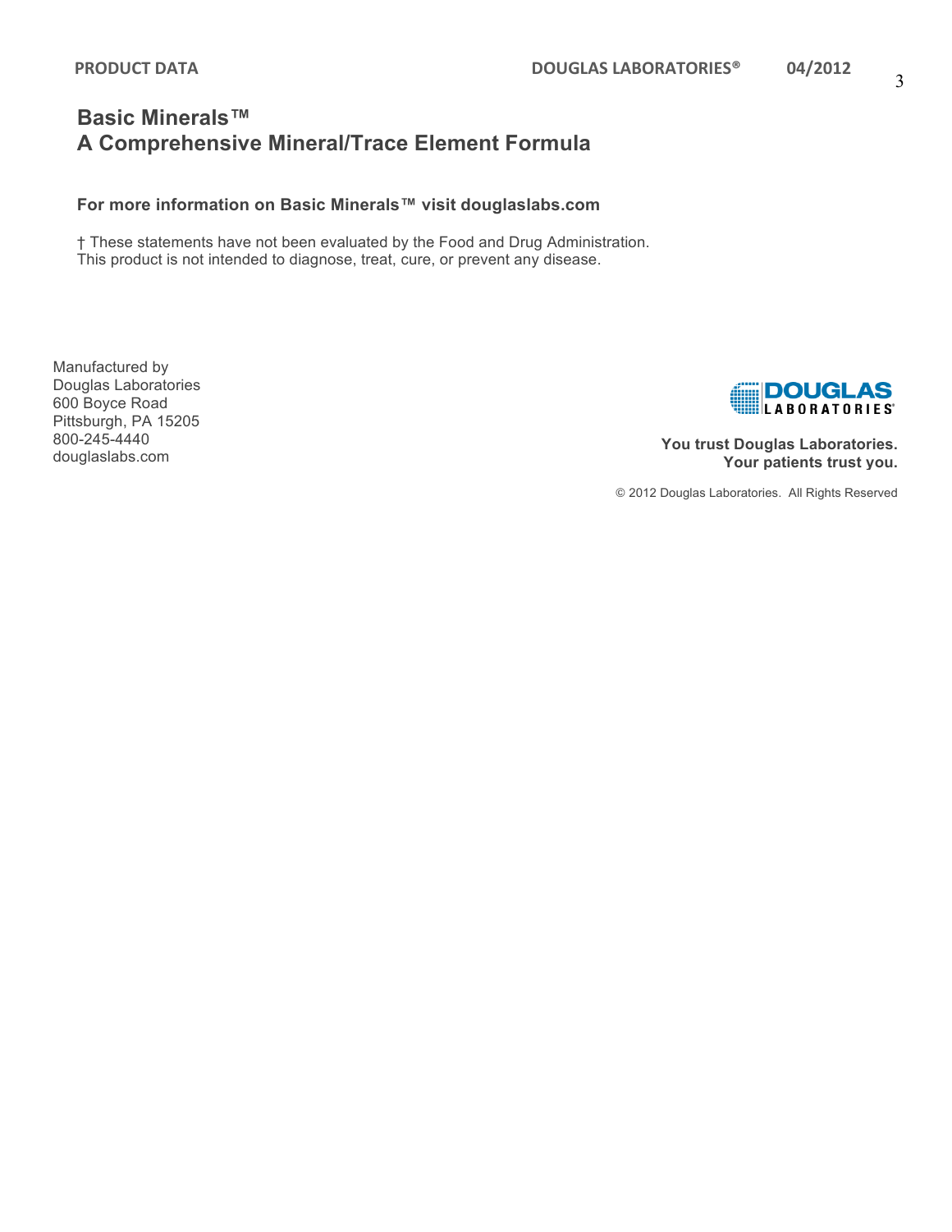## Basic Minerals™
## A Comprehensive Mineral/Trace Element Formula

**For more information on Basic Minerals™ visit douglaslabs.com**

† These statements have not been evaluated by the Food and Drug Administration.
This product is not intended to diagnose, treat, cure, or prevent any disease.

Manufactured by
Douglas Laboratories
600 Boyce Road
Pittsburgh, PA 15205
800-245-4440
douglaslabs.com

DOUGLAS LABORATORIES®

**You trust Douglas Laboratories.**
**Your patients trust you.**

© 2012 Douglas Laboratories. All Rights Reserved